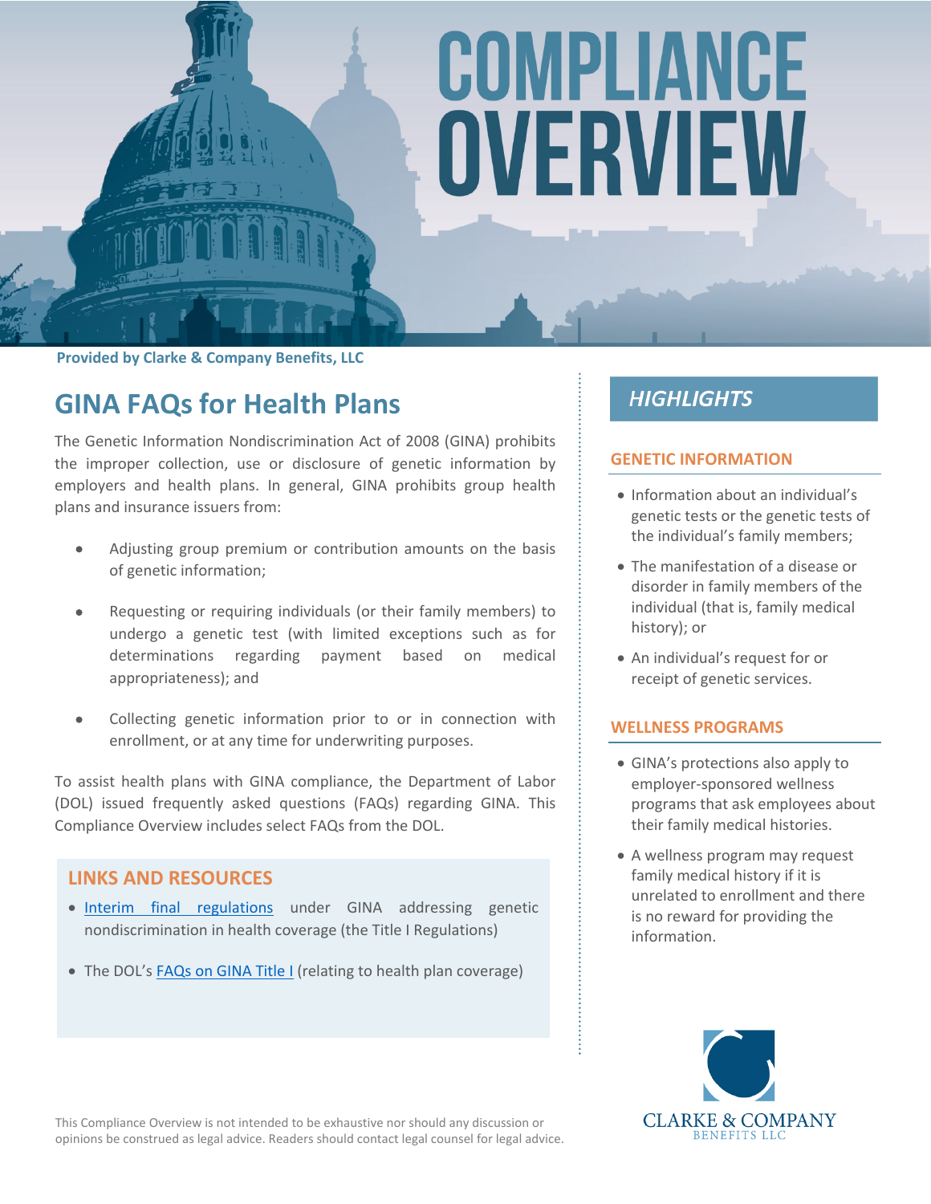# COMPLIANCE OVERVIEW

**Provided by Clarke & Company Benefits, LLC**

## GINA FAQs for Health Plans

The Genetic Information Nondiscrimination Act of 2008 (GINA) prohibits the improper collection, use or disclosure of genetic information by employers and health plans. In general, GINA prohibits group health plans and insurance issuers from:

- Adjusting group premium or contribution amounts on the basis of genetic information;
- Requesting or requiring individuals (or their family members) to undergo a genetic test (with limited exceptions such as for determinations regarding payment based on medical appropriateness); and
- Collecting genetic information prior to or in connection with enrollment, or at any time for underwriting purposes.

To assist health plans with GINA compliance, the Department of Labor (DOL) issued frequently asked questions (FAQs) regarding GINA. This Compliance Overview includes select FAQs from the DOL.

### LINKS AND RESOURCES

- Interim final regulations under GINA addressing genetic nondiscrimination in health coverage (the Title I Regulations)
- The DOL's FAQs on GINA Title I (relating to health plan coverage)

## HIGHLIGHTS

### GENETIC INFORMATION

- Information about an individual's genetic tests or the genetic tests of the individual's family members;
- The manifestation of a disease or disorder in family members of the individual (that is, family medical history); or
- An individual's request for or receipt of genetic services.

### WELLNESS PROGRAMS

- GINA's protections also apply to employer-sponsored wellness programs that ask employees about their family medical histories.
- A wellness program may request family medical history if it is unrelated to enrollment and there is no reward for providing the information.

CLARKE & COMPANY
BENEFITS LLC

This Compliance Overview is not intended to be exhaustive nor should any discussion or opinions be construed as legal advice. Readers should contact legal counsel for legal advice.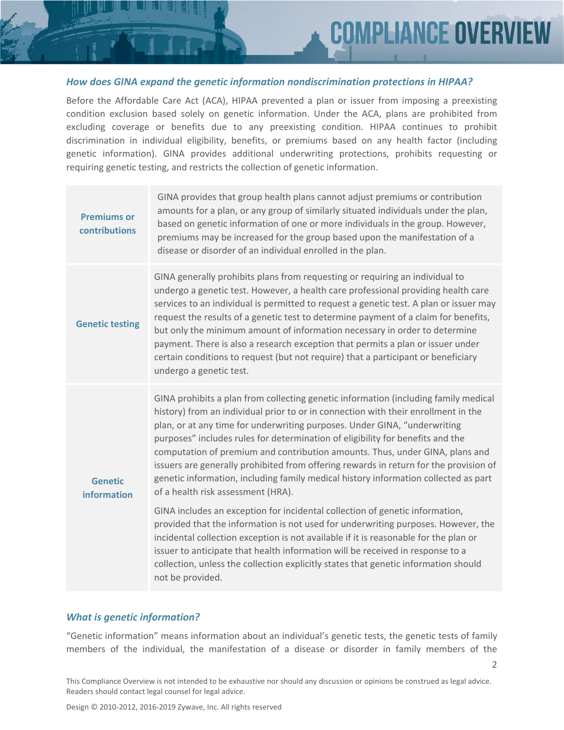### *How does GINA expand the genetic information nondiscrimination protections in HIPAA?*

Before the Affordable Care Act (ACA), HIPAA prevented a plan or issuer from imposing a preexisting condition exclusion based solely on genetic information. Under the ACA, plans are prohibited from excluding coverage or benefits due to any preexisting condition. HIPAA continues to prohibit discrimination in individual eligibility, benefits, or premiums based on any health factor (including genetic information). GINA provides additional underwriting protections, prohibits requesting or requiring genetic testing, and restricts the collection of genetic information.

| | |
|---|---|
| **Premiums or contributions** | GINA provides that group health plans cannot adjust premiums or contribution amounts for a plan, or any group of similarly situated individuals under the plan, based on genetic information of one or more individuals in the group. However, premiums may be increased for the group based upon the manifestation of a disease or disorder of an individual enrolled in the plan. |
| **Genetic testing** | GINA generally prohibits plans from requesting or requiring an individual to undergo a genetic test. However, a health care professional providing health care services to an individual is permitted to request a genetic test. A plan or issuer may request the results of a genetic test to determine payment of a claim for benefits, but only the minimum amount of information necessary in order to determine payment. There is also a research exception that permits a plan or issuer under certain conditions to request (but not require) that a participant or beneficiary undergo a genetic test. |
| **Genetic information** | GINA prohibits a plan from collecting genetic information (including family medical history) from an individual prior to or in connection with their enrollment in the plan, or at any time for underwriting purposes. Under GINA, "underwriting purposes" includes rules for determination of eligibility for benefits and the computation of premium and contribution amounts. Thus, under GINA, plans and issuers are generally prohibited from offering rewards in return for the provision of genetic information, including family medical history information collected as part of a health risk assessment (HRA).<br><br>GINA includes an exception for incidental collection of genetic information, provided that the information is not used for underwriting purposes. However, the incidental collection exception is not available if it is reasonable for the plan or issuer to anticipate that health information will be received in response to a collection, unless the collection explicitly states that genetic information should not be provided. |

### *What is genetic information?*

"Genetic information" means information about an individual's genetic tests, the genetic tests of family members of the individual, the manifestation of a disease or disorder in family members of the

This Compliance Overview is not intended to be exhaustive nor should any discussion or opinions be construed as legal advice. Readers should contact legal counsel for legal advice.

Design © 2010-2012, 2016-2019 Zywave, Inc. All rights reserved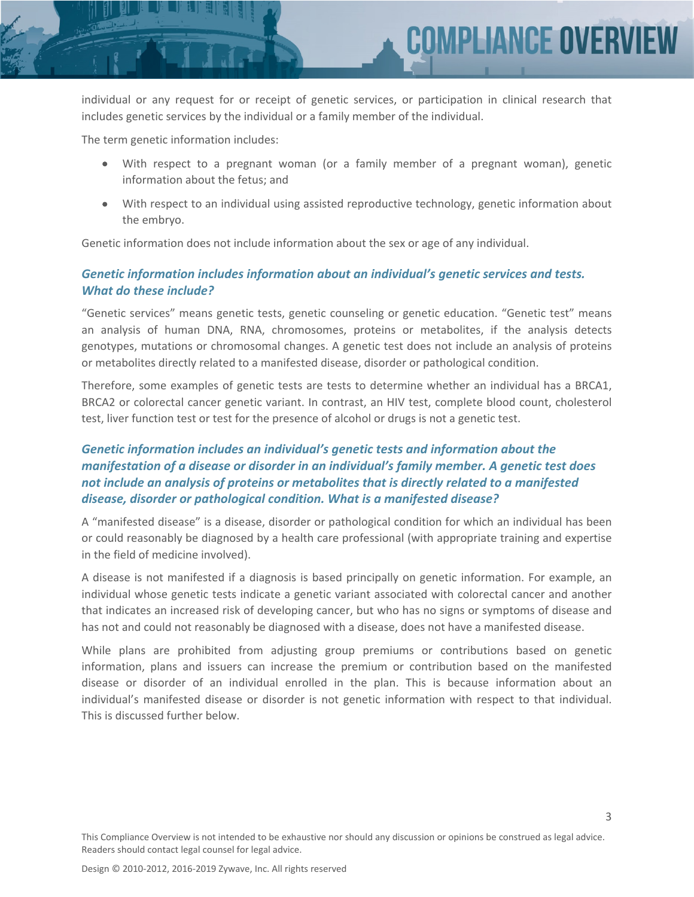individual or any request for or receipt of genetic services, or participation in clinical research that includes genetic services by the individual or a family member of the individual.

The term genetic information includes:

- With respect to a pregnant woman (or a family member of a pregnant woman), genetic information about the fetus; and
- With respect to an individual using assisted reproductive technology, genetic information about the embryo.

Genetic information does not include information about the sex or age of any individual.

### *Genetic information includes information about an individual's genetic services and tests. What do these include?*

"Genetic services" means genetic tests, genetic counseling or genetic education. "Genetic test" means an analysis of human DNA, RNA, chromosomes, proteins or metabolites, if the analysis detects genotypes, mutations or chromosomal changes. A genetic test does not include an analysis of proteins or metabolites directly related to a manifested disease, disorder or pathological condition.

Therefore, some examples of genetic tests are tests to determine whether an individual has a BRCA1, BRCA2 or colorectal cancer genetic variant. In contrast, an HIV test, complete blood count, cholesterol test, liver function test or test for the presence of alcohol or drugs is not a genetic test.

### *Genetic information includes an individual's genetic tests and information about the manifestation of a disease or disorder in an individual's family member. A genetic test does not include an analysis of proteins or metabolites that is directly related to a manifested disease, disorder or pathological condition. What is a manifested disease?*

A "manifested disease" is a disease, disorder or pathological condition for which an individual has been or could reasonably be diagnosed by a health care professional (with appropriate training and expertise in the field of medicine involved).

A disease is not manifested if a diagnosis is based principally on genetic information. For example, an individual whose genetic tests indicate a genetic variant associated with colorectal cancer and another that indicates an increased risk of developing cancer, but who has no signs or symptoms of disease and has not and could not reasonably be diagnosed with a disease, does not have a manifested disease.

While plans are prohibited from adjusting group premiums or contributions based on genetic information, plans and issuers can increase the premium or contribution based on the manifested disease or disorder of an individual enrolled in the plan. This is because information about an individual's manifested disease or disorder is not genetic information with respect to that individual. This is discussed further below.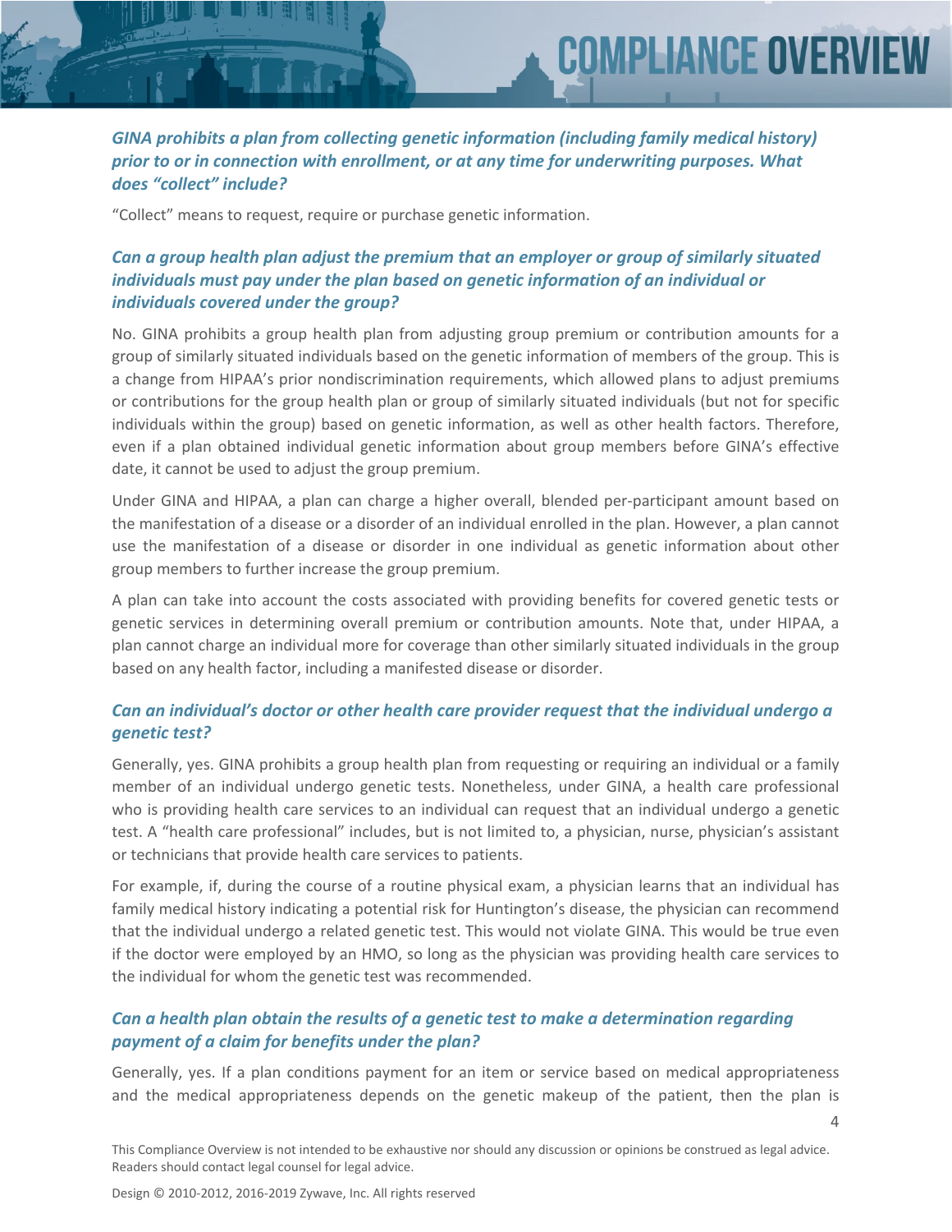### *GINA prohibits a plan from collecting genetic information (including family medical history) prior to or in connection with enrollment, or at any time for underwriting purposes. What does "collect" include?*

"Collect" means to request, require or purchase genetic information.

### *Can a group health plan adjust the premium that an employer or group of similarly situated individuals must pay under the plan based on genetic information of an individual or individuals covered under the group?*

No. GINA prohibits a group health plan from adjusting group premium or contribution amounts for a group of similarly situated individuals based on the genetic information of members of the group. This is a change from HIPAA's prior nondiscrimination requirements, which allowed plans to adjust premiums or contributions for the group health plan or group of similarly situated individuals (but not for specific individuals within the group) based on genetic information, as well as other health factors. Therefore, even if a plan obtained individual genetic information about group members before GINA's effective date, it cannot be used to adjust the group premium.

Under GINA and HIPAA, a plan can charge a higher overall, blended per-participant amount based on the manifestation of a disease or a disorder of an individual enrolled in the plan. However, a plan cannot use the manifestation of a disease or disorder in one individual as genetic information about other group members to further increase the group premium.

A plan can take into account the costs associated with providing benefits for covered genetic tests or genetic services in determining overall premium or contribution amounts. Note that, under HIPAA, a plan cannot charge an individual more for coverage than other similarly situated individuals in the group based on any health factor, including a manifested disease or disorder.

### *Can an individual's doctor or other health care provider request that the individual undergo a genetic test?*

Generally, yes. GINA prohibits a group health plan from requesting or requiring an individual or a family member of an individual undergo genetic tests. Nonetheless, under GINA, a health care professional who is providing health care services to an individual can request that an individual undergo a genetic test. A "health care professional" includes, but is not limited to, a physician, nurse, physician's assistant or technicians that provide health care services to patients.

For example, if, during the course of a routine physical exam, a physician learns that an individual has family medical history indicating a potential risk for Huntington's disease, the physician can recommend that the individual undergo a related genetic test. This would not violate GINA. This would be true even if the doctor were employed by an HMO, so long as the physician was providing health care services to the individual for whom the genetic test was recommended.

### *Can a health plan obtain the results of a genetic test to make a determination regarding payment of a claim for benefits under the plan?*

Generally, yes. If a plan conditions payment for an item or service based on medical appropriateness and the medical appropriateness depends on the genetic makeup of the patient, then the plan is

This Compliance Overview is not intended to be exhaustive nor should any discussion or opinions be construed as legal advice. Readers should contact legal counsel for legal advice.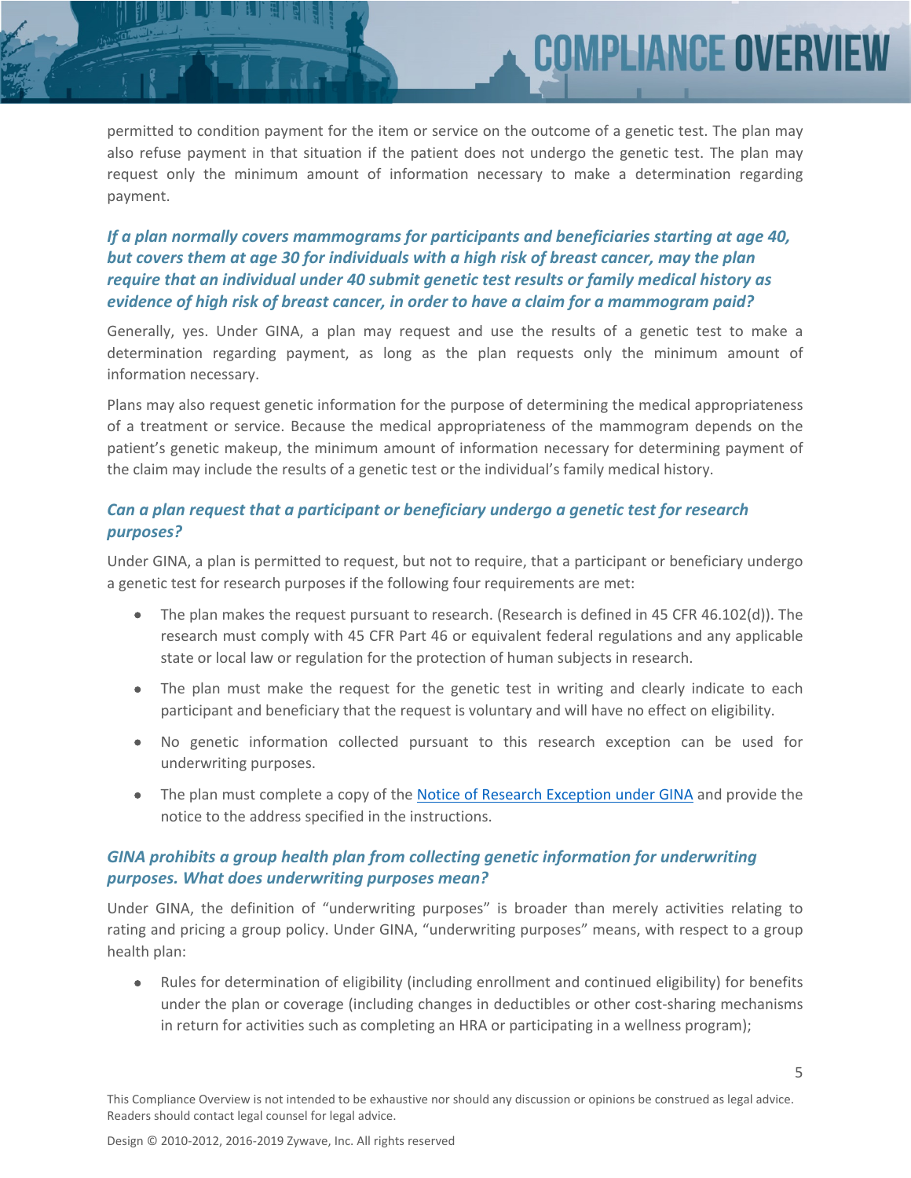permitted to condition payment for the item or service on the outcome of a genetic test. The plan may also refuse payment in that situation if the patient does not undergo the genetic test. The plan may request only the minimum amount of information necessary to make a determination regarding payment.

### *If a plan normally covers mammograms for participants and beneficiaries starting at age 40, but covers them at age 30 for individuals with a high risk of breast cancer, may the plan require that an individual under 40 submit genetic test results or family medical history as evidence of high risk of breast cancer, in order to have a claim for a mammogram paid?*

Generally, yes. Under GINA, a plan may request and use the results of a genetic test to make a determination regarding payment, as long as the plan requests only the minimum amount of information necessary.

Plans may also request genetic information for the purpose of determining the medical appropriateness of a treatment or service. Because the medical appropriateness of the mammogram depends on the patient's genetic makeup, the minimum amount of information necessary for determining payment of the claim may include the results of a genetic test or the individual's family medical history.

### *Can a plan request that a participant or beneficiary undergo a genetic test for research purposes?*

Under GINA, a plan is permitted to request, but not to require, that a participant or beneficiary undergo a genetic test for research purposes if the following four requirements are met:

- The plan makes the request pursuant to research. (Research is defined in 45 CFR 46.102(d)). The research must comply with 45 CFR Part 46 or equivalent federal regulations and any applicable state or local law or regulation for the protection of human subjects in research.
- The plan must make the request for the genetic test in writing and clearly indicate to each participant and beneficiary that the request is voluntary and will have no effect on eligibility.
- No genetic information collected pursuant to this research exception can be used for underwriting purposes.
- The plan must complete a copy of the Notice of Research Exception under GINA and provide the notice to the address specified in the instructions.

### *GINA prohibits a group health plan from collecting genetic information for underwriting purposes. What does underwriting purposes mean?*

Under GINA, the definition of "underwriting purposes" is broader than merely activities relating to rating and pricing a group policy. Under GINA, "underwriting purposes" means, with respect to a group health plan:

- Rules for determination of eligibility (including enrollment and continued eligibility) for benefits under the plan or coverage (including changes in deductibles or other cost-sharing mechanisms in return for activities such as completing an HRA or participating in a wellness program);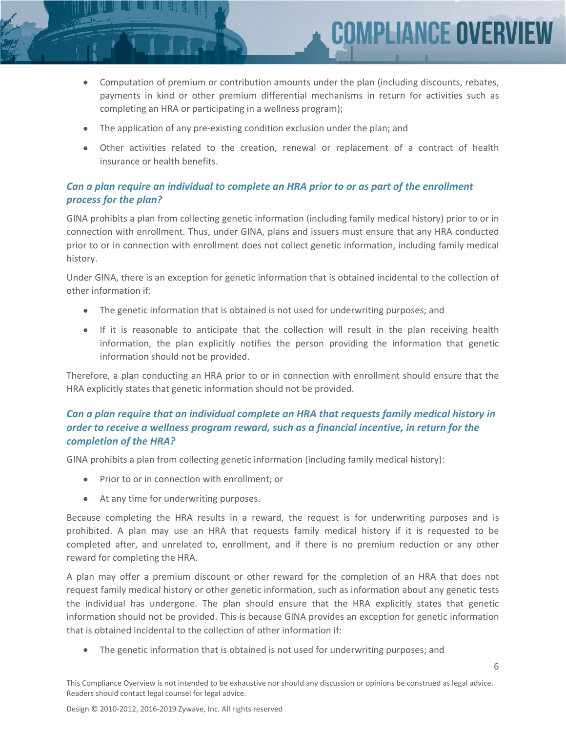- Computation of premium or contribution amounts under the plan (including discounts, rebates, payments in kind or other premium differential mechanisms in return for activities such as completing an HRA or participating in a wellness program);
- The application of any pre-existing condition exclusion under the plan; and
- Other activities related to the creation, renewal or replacement of a contract of health insurance or health benefits.

### *Can a plan require an individual to complete an HRA prior to or as part of the enrollment process for the plan?*

GINA prohibits a plan from collecting genetic information (including family medical history) prior to or in connection with enrollment. Thus, under GINA, plans and issuers must ensure that any HRA conducted prior to or in connection with enrollment does not collect genetic information, including family medical history.

Under GINA, there is an exception for genetic information that is obtained incidental to the collection of other information if:

- The genetic information that is obtained is not used for underwriting purposes; and
- If it is reasonable to anticipate that the collection will result in the plan receiving health information, the plan explicitly notifies the person providing the information that genetic information should not be provided.

Therefore, a plan conducting an HRA prior to or in connection with enrollment should ensure that the HRA explicitly states that genetic information should not be provided.

### *Can a plan require that an individual complete an HRA that requests family medical history in order to receive a wellness program reward, such as a financial incentive, in return for the completion of the HRA?*

GINA prohibits a plan from collecting genetic information (including family medical history):

- Prior to or in connection with enrollment; or
- At any time for underwriting purposes.

Because completing the HRA results in a reward, the request is for underwriting purposes and is prohibited. A plan may use an HRA that requests family medical history if it is requested to be completed after, and unrelated to, enrollment, and if there is no premium reduction or any other reward for completing the HRA.

A plan may offer a premium discount or other reward for the completion of an HRA that does not request family medical history or other genetic information, such as information about any genetic tests the individual has undergone. The plan should ensure that the HRA explicitly states that genetic information should not be provided. This is because GINA provides an exception for genetic information that is obtained incidental to the collection of other information if:

- The genetic information that is obtained is not used for underwriting purposes; and

This Compliance Overview is not intended to be exhaustive nor should any discussion or opinions be construed as legal advice. Readers should contact legal counsel for legal advice.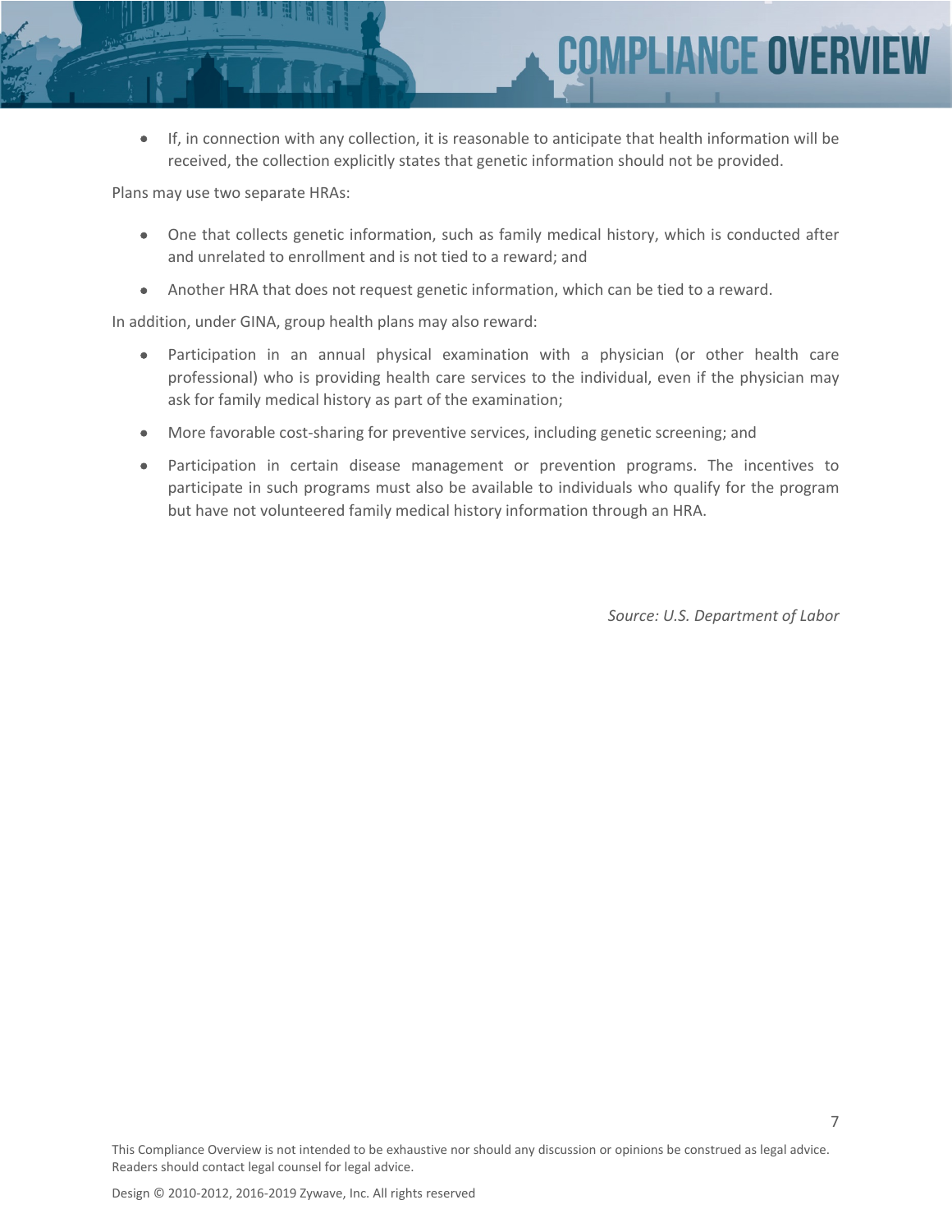- If, in connection with any collection, it is reasonable to anticipate that health information will be received, the collection explicitly states that genetic information should not be provided.

Plans may use two separate HRAs:

- One that collects genetic information, such as family medical history, which is conducted after and unrelated to enrollment and is not tied to a reward; and
- Another HRA that does not request genetic information, which can be tied to a reward.

In addition, under GINA, group health plans may also reward:

- Participation in an annual physical examination with a physician (or other health care professional) who is providing health care services to the individual, even if the physician may ask for family medical history as part of the examination;
- More favorable cost-sharing for preventive services, including genetic screening; and
- Participation in certain disease management or prevention programs. The incentives to participate in such programs must also be available to individuals who qualify for the program but have not volunteered family medical history information through an HRA.

*Source: U.S. Department of Labor*